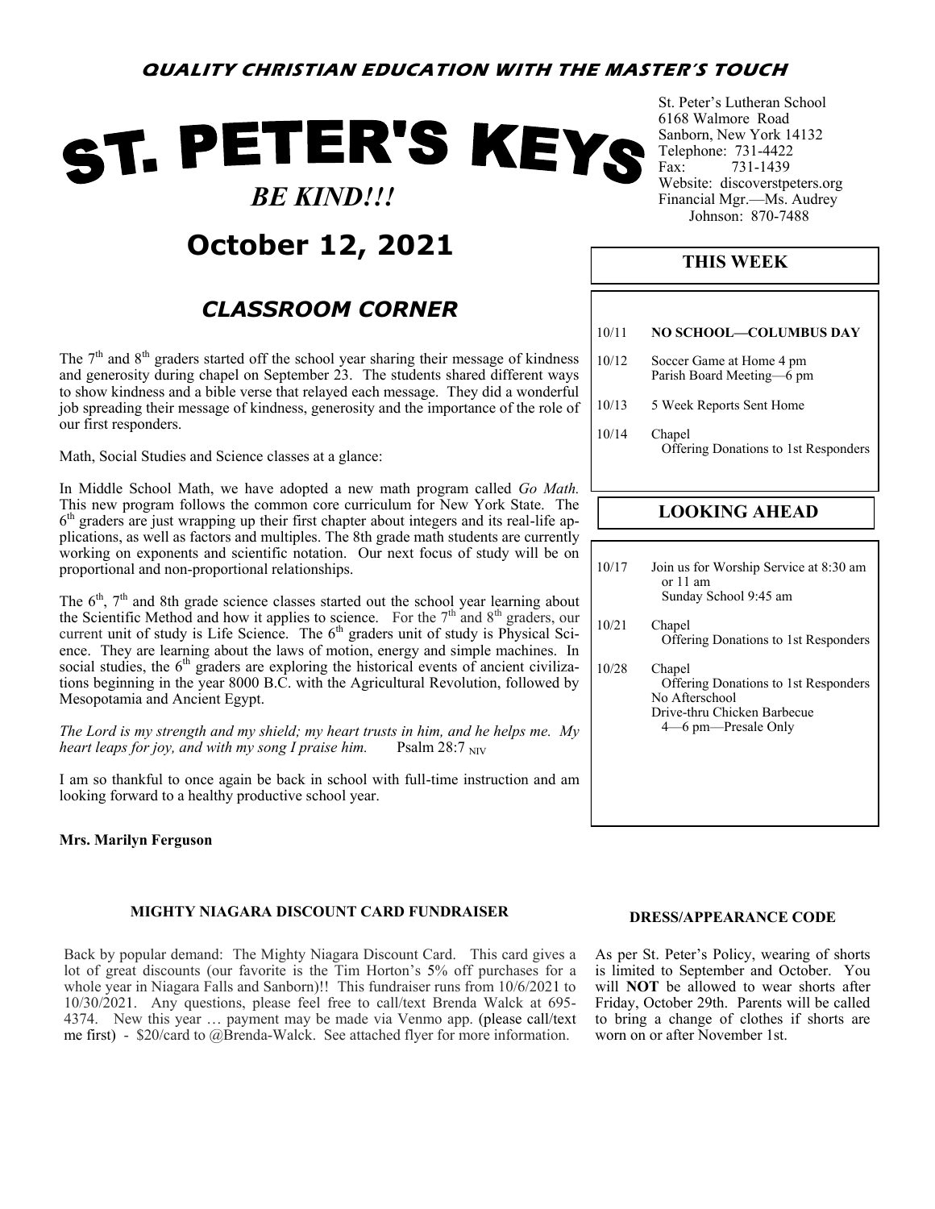**QUALITY CHRISTIAN EDUCATION WITH THE MASTER'S TOUCH**

# ST. PETER'S KEYS

***BE KIND!!!***

## October 12, 2021

St. Peter's Lutheran School
6168 Walmore Road
Sanborn, New York 14132
Telephone: 731-4422
Fax: 731-1439
Website: discoverstpeters.org
Financial Mgr.—Ms. Audrey Johnson: 870-7488

### *CLASSROOM CORNER*

The 7th and 8th graders started off the school year sharing their message of kindness and generosity during chapel on September 23. The students shared different ways to show kindness and a bible verse that relayed each message. They did a wonderful job spreading their message of kindness, generosity and the importance of the role of our first responders.

Math, Social Studies and Science classes at a glance:

In Middle School Math, we have adopted a new math program called *Go Math.* This new program follows the common core curriculum for New York State. The 6th graders are just wrapping up their first chapter about integers and its real-life applications, as well as factors and multiples. The 8th grade math students are currently working on exponents and scientific notation. Our next focus of study will be on proportional and non-proportional relationships.

The 6th, 7th and 8th grade science classes started out the school year learning about the Scientific Method and how it applies to science. For the 7th and 8th graders, our current unit of study is Life Science. The 6th graders unit of study is Physical Science. They are learning about the laws of motion, energy and simple machines. In social studies, the 6th graders are exploring the historical events of ancient civilizations beginning in the year 8000 B.C. with the Agricultural Revolution, followed by Mesopotamia and Ancient Egypt.

*The Lord is my strength and my shield; my heart trusts in him, and he helps me. My heart leaps for joy, and with my song I praise him.* Psalm 28:7 NIV

I am so thankful to once again be back in school with full-time instruction and am looking forward to a healthy productive school year.

**Mrs. Marilyn Ferguson**

### THIS WEEK

| | |
|---|---|
| 10/11 | **NO SCHOOL—COLUMBUS DAY** |
| 10/12 | Soccer Game at Home 4 pm<br>Parish Board Meeting—6 pm |
| 10/13 | 5 Week Reports Sent Home |
| 10/14 | Chapel<br>Offering Donations to 1st Responders |

### LOOKING AHEAD

| | |
|---|---|
| 10/17 | Join us for Worship Service at 8:30 am or 11 am<br>Sunday School 9:45 am |
| 10/21 | Chapel<br>Offering Donations to 1st Responders |
| 10/28 | Chapel<br>Offering Donations to 1st Responders<br>No Afterschool<br>Drive-thru Chicken Barbecue<br>4—6 pm—Presale Only |

#### MIGHTY NIAGARA DISCOUNT CARD FUNDRAISER

Back by popular demand: The Mighty Niagara Discount Card. This card gives a lot of great discounts (our favorite is the Tim Horton's 5% off purchases for a whole year in Niagara Falls and Sanborn)!! This fundraiser runs from 10/6/2021 to 10/30/2021. Any questions, please feel free to call/text Brenda Walck at 695-4374. New this year … payment may be made via Venmo app. (please call/text me first) - $20/card to @Brenda-Walck. See attached flyer for more information.

#### DRESS/APPEARANCE CODE

As per St. Peter's Policy, wearing of shorts is limited to September and October. You will **NOT** be allowed to wear shorts after Friday, October 29th. Parents will be called to bring a change of clothes if shorts are worn on or after November 1st.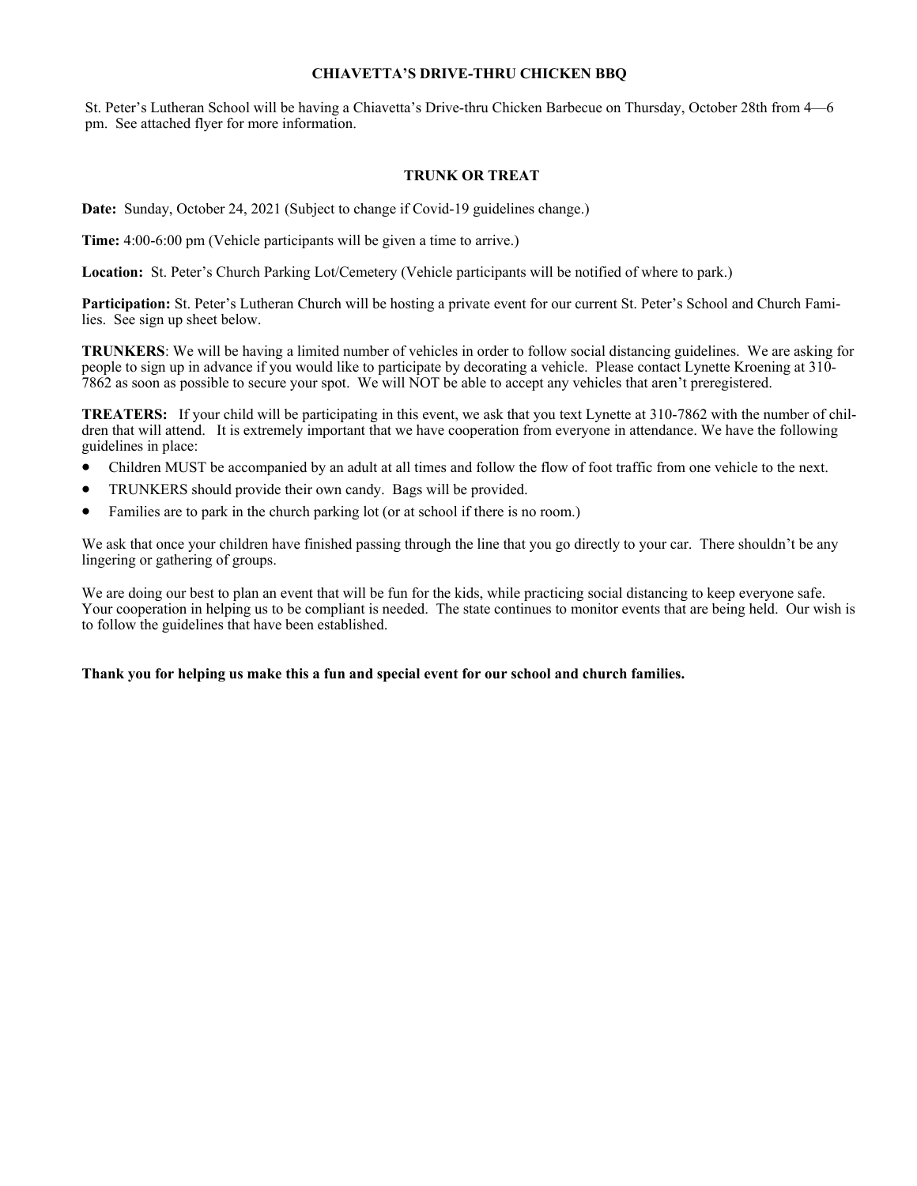## CHIAVETTA'S DRIVE-THRU CHICKEN BBQ

St. Peter's Lutheran School will be having a Chiavetta's Drive-thru Chicken Barbecue on Thursday, October 28th from 4—6 pm. See attached flyer for more information.

## TRUNK OR TREAT

**Date:** Sunday, October 24, 2021 (Subject to change if Covid-19 guidelines change.)

**Time:** 4:00-6:00 pm (Vehicle participants will be given a time to arrive.)

**Location:** St. Peter's Church Parking Lot/Cemetery (Vehicle participants will be notified of where to park.)

**Participation:** St. Peter's Lutheran Church will be hosting a private event for our current St. Peter's School and Church Families. See sign up sheet below.

**TRUNKERS**: We will be having a limited number of vehicles in order to follow social distancing guidelines. We are asking for people to sign up in advance if you would like to participate by decorating a vehicle. Please contact Lynette Kroening at 310-7862 as soon as possible to secure your spot. We will NOT be able to accept any vehicles that aren't preregistered.

**TREATERS:** If your child will be participating in this event, we ask that you text Lynette at 310-7862 with the number of children that will attend. It is extremely important that we have cooperation from everyone in attendance. We have the following guidelines in place:

- Children MUST be accompanied by an adult at all times and follow the flow of foot traffic from one vehicle to the next.
- TRUNKERS should provide their own candy. Bags will be provided.
- Families are to park in the church parking lot (or at school if there is no room.)

We ask that once your children have finished passing through the line that you go directly to your car. There shouldn't be any lingering or gathering of groups.

We are doing our best to plan an event that will be fun for the kids, while practicing social distancing to keep everyone safe. Your cooperation in helping us to be compliant is needed. The state continues to monitor events that are being held. Our wish is to follow the guidelines that have been established.

**Thank you for helping us make this a fun and special event for our school and church families.**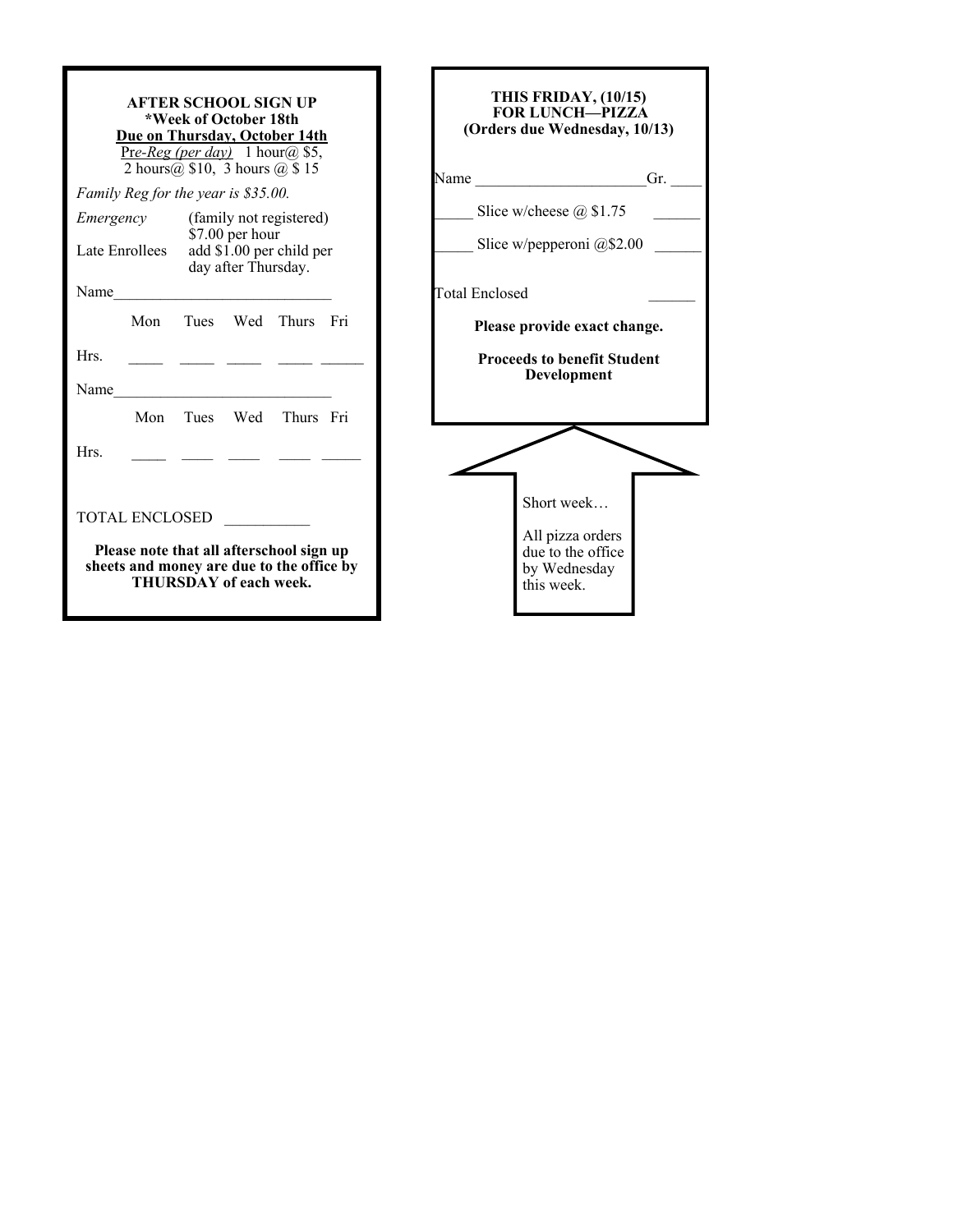**AFTER SCHOOL SIGN UP**
**\*Week of October 18th**
**Due on Thursday, October 14th**

*Pre-Reg (per day)* 1 hour@ $5, 2 hours@ $10, 3 hours @ $ 15

*Family Reg for the year is $35.00.*

*Emergency* (family not registered) $7.00 per hour

Late Enrollees add $1.00 per child per day after Thursday.

Name____________________________

| | Mon | Tues | Wed | Thurs | Fri |
|---|---|---|---|---|---|
| Hrs. | ____ | ____ | ____ | ____ | _____ |

Name____________________________

| | Mon | Tues | Wed | Thurs | Fri |
|---|---|---|---|---|---|
| Hrs. | ____ | ____ | ____ | ____ | _____ |

TOTAL ENCLOSED __________

**Please note that all afterschool sign up sheets and money are due to the office by THURSDAY of each week.**

**THIS FRIDAY, (10/15)**
**FOR LUNCH—PIZZA**
**(Orders due Wednesday, 10/13)**

Name _____________________ Gr. ____

_____ Slice w/cheese @ $1.75 ______

_____ Slice w/pepperoni @$2.00 ______

Total Enclosed ______

**Please provide exact change.**

**Proceeds to benefit Student Development**

Short week…

All pizza orders due to the office by Wednesday this week.